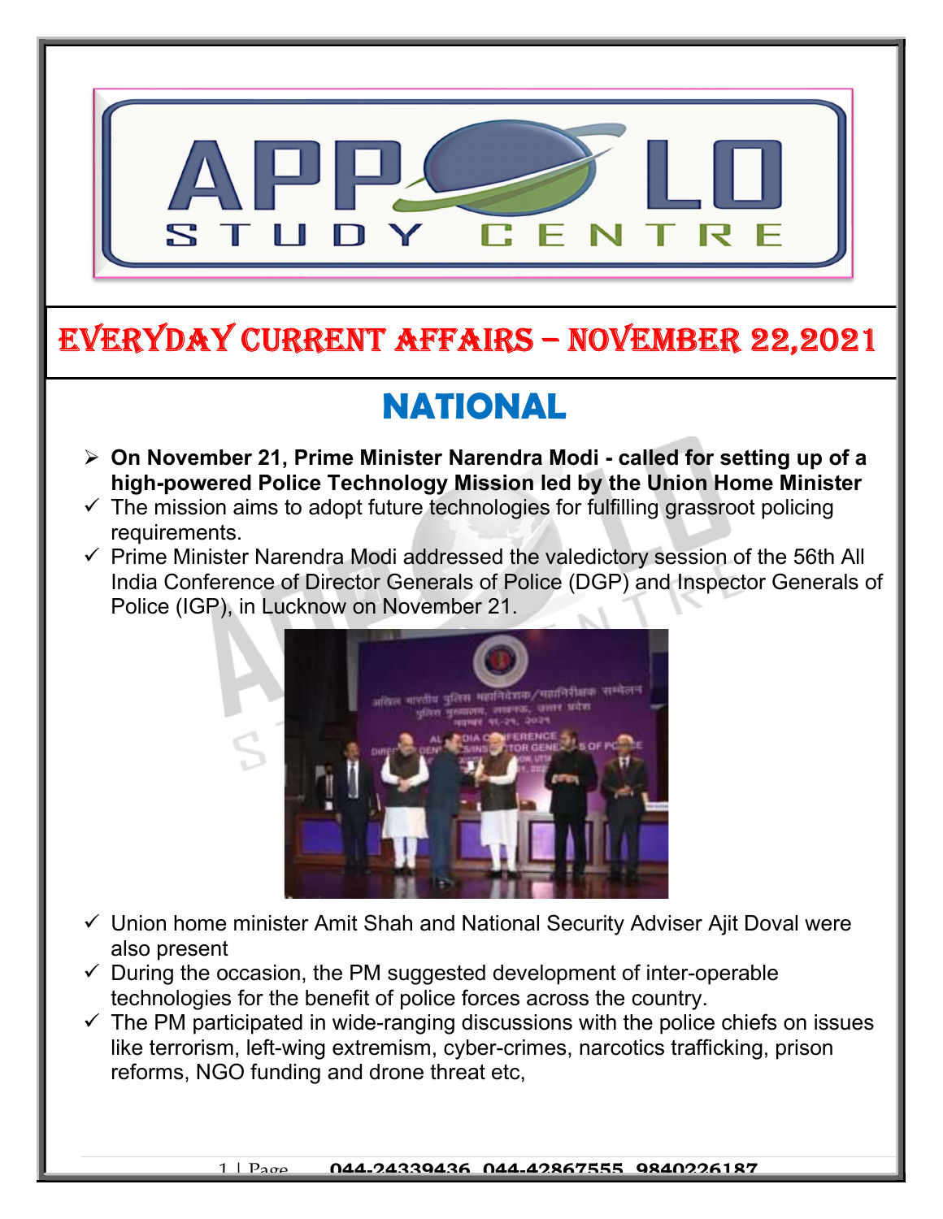# EVERYDAY CURRENT AFFAIRS – NOVEMBER 22,2021

## NATIONAL

- **On November 21, Prime Minister Narendra Modi - called for setting up of a high-powered Police Technology Mission led by the Union Home Minister**
  - ✓ The mission aims to adopt future technologies for fulfilling grassroot policing requirements.
  - ✓ Prime Minister Narendra Modi addressed the valedictory session of the 56th All India Conference of Director Generals of Police (DGP) and Inspector Generals of Police (IGP), in Lucknow on November 21.
  - ✓ Union home minister Amit Shah and National Security Adviser Ajit Doval were also present
  - ✓ During the occasion, the PM suggested development of inter-operable technologies for the benefit of police forces across the country.
  - ✓ The PM participated in wide-ranging discussions with the police chiefs on issues like terrorism, left-wing extremism, cyber-crimes, narcotics trafficking, prison reforms, NGO funding and drone threat etc,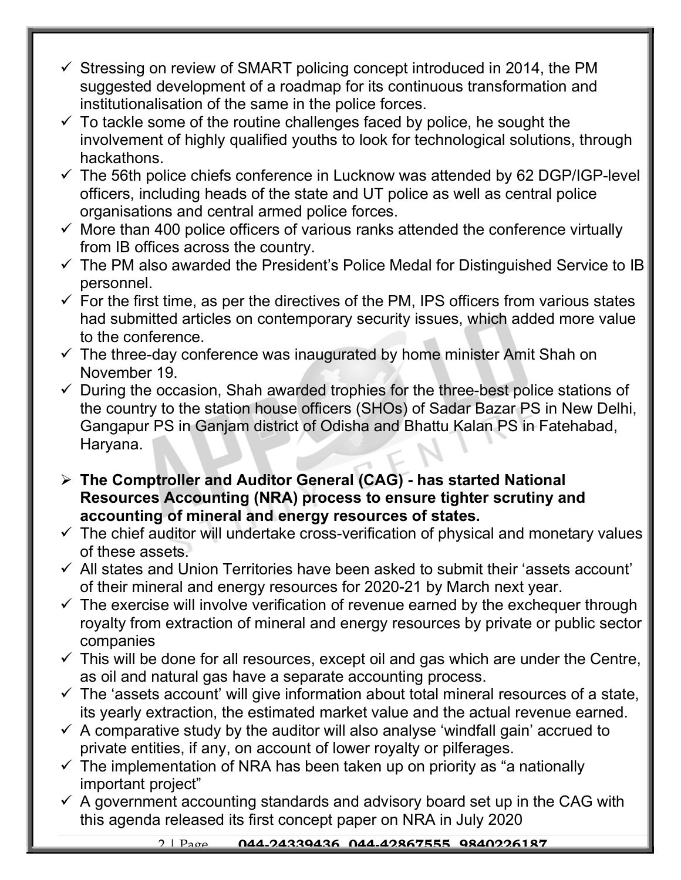- ✓ Stressing on review of SMART policing concept introduced in 2014, the PM suggested development of a roadmap for its continuous transformation and institutionalisation of the same in the police forces.
- ✓ To tackle some of the routine challenges faced by police, he sought the involvement of highly qualified youths to look for technological solutions, through hackathons.
- ✓ The 56th police chiefs conference in Lucknow was attended by 62 DGP/IGP-level officers, including heads of the state and UT police as well as central police organisations and central armed police forces.
- ✓ More than 400 police officers of various ranks attended the conference virtually from IB offices across the country.
- ✓ The PM also awarded the President's Police Medal for Distinguished Service to IB personnel.
- ✓ For the first time, as per the directives of the PM, IPS officers from various states had submitted articles on contemporary security issues, which added more value to the conference.
- ✓ The three-day conference was inaugurated by home minister Amit Shah on November 19.
- ✓ During the occasion, Shah awarded trophies for the three-best police stations of the country to the station house officers (SHOs) of Sadar Bazar PS in New Delhi, Gangapur PS in Ganjam district of Odisha and Bhattu Kalan PS in Fatehabad, Haryana.

➢ **The Comptroller and Auditor General (CAG) - has started National Resources Accounting (NRA) process to ensure tighter scrutiny and accounting of mineral and energy resources of states.**

- ✓ The chief auditor will undertake cross-verification of physical and monetary values of these assets.
- ✓ All states and Union Territories have been asked to submit their 'assets account' of their mineral and energy resources for 2020-21 by March next year.
- ✓ The exercise will involve verification of revenue earned by the exchequer through royalty from extraction of mineral and energy resources by private or public sector companies
- ✓ This will be done for all resources, except oil and gas which are under the Centre, as oil and natural gas have a separate accounting process.
- ✓ The 'assets account' will give information about total mineral resources of a state, its yearly extraction, the estimated market value and the actual revenue earned.
- ✓ A comparative study by the auditor will also analyse 'windfall gain' accrued to private entities, if any, on account of lower royalty or pilferages.
- ✓ The implementation of NRA has been taken up on priority as "a nationally important project"
- ✓ A government accounting standards and advisory board set up in the CAG with this agenda released its first concept paper on NRA in July 2020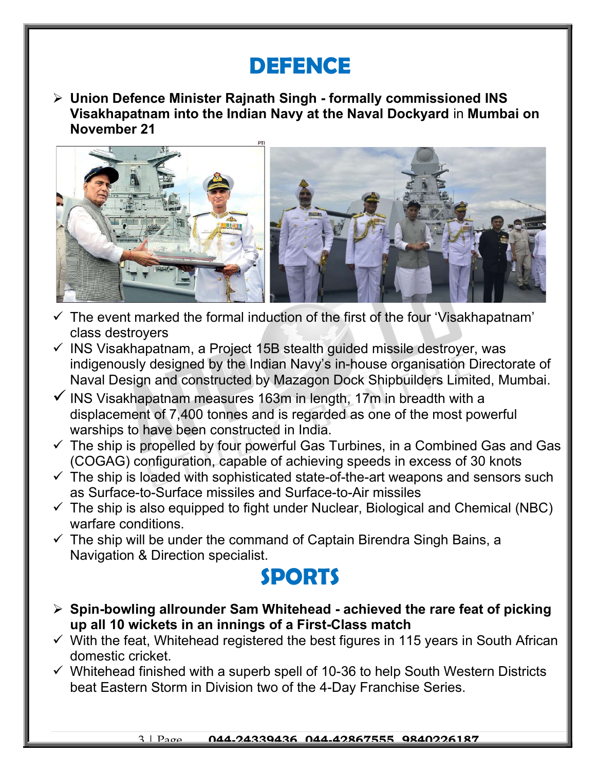# DEFENCE

- **Union Defence Minister Rajnath Singh - formally commissioned INS Visakhapatnam into the Indian Navy at the Naval Dockyard** in **Mumbai on November 21**

- ✓ The event marked the formal induction of the first of the four 'Visakhapatnam' class destroyers
- ✓ INS Visakhapatnam, a Project 15B stealth guided missile destroyer, was indigenously designed by the Indian Navy's in-house organisation Directorate of Naval Design and constructed by Mazagon Dock Shipbuilders Limited, Mumbai.
- ✓ INS Visakhapatnam measures 163m in length, 17m in breadth with a displacement of 7,400 tonnes and is regarded as one of the most powerful warships to have been constructed in India.
- ✓ The ship is propelled by four powerful Gas Turbines, in a Combined Gas and Gas (COGAG) configuration, capable of achieving speeds in excess of 30 knots
- ✓ The ship is loaded with sophisticated state-of-the-art weapons and sensors such as Surface-to-Surface missiles and Surface-to-Air missiles
- ✓ The ship is also equipped to fight under Nuclear, Biological and Chemical (NBC) warfare conditions.
- ✓ The ship will be under the command of Captain Birendra Singh Bains, a Navigation & Direction specialist.

# SPORTS

- **Spin-bowling allrounder Sam Whitehead - achieved the rare feat of picking up all 10 wickets in an innings of a First-Class match**
- ✓ With the feat, Whitehead registered the best figures in 115 years in South African domestic cricket.
- ✓ Whitehead finished with a superb spell of 10-36 to help South Western Districts beat Eastern Storm in Division two of the 4-Day Franchise Series.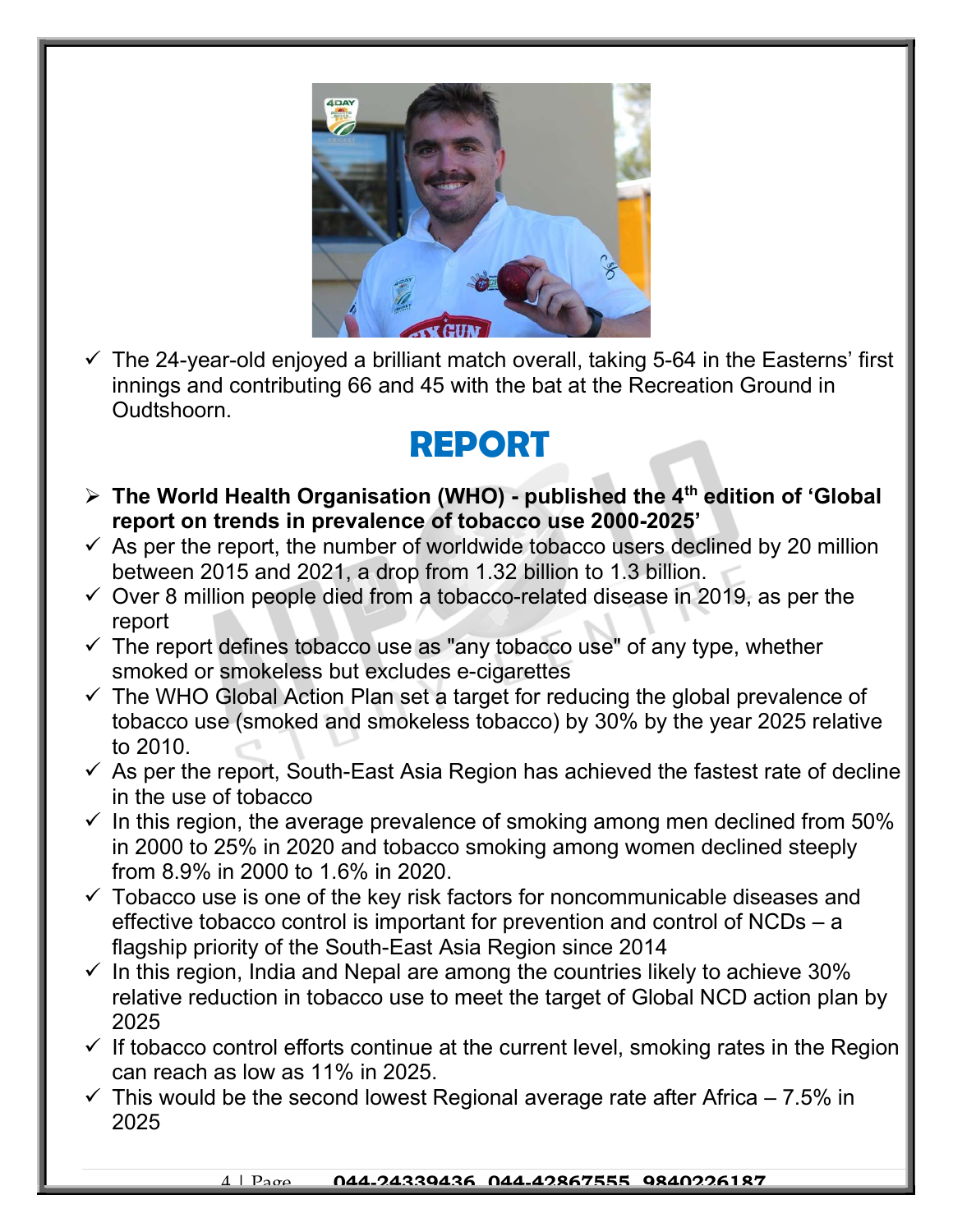- ✓ The 24-year-old enjoyed a brilliant match overall, taking 5-64 in the Easterns' first innings and contributing 66 and 45 with the bat at the Recreation Ground in Oudtshoorn.

## REPORT

- ➢ **The World Health Organisation (WHO) - published the 4th edition of 'Global report on trends in prevalence of tobacco use 2000-2025'**
- ✓ As per the report, the number of worldwide tobacco users declined by 20 million between 2015 and 2021, a drop from 1.32 billion to 1.3 billion.
- ✓ Over 8 million people died from a tobacco-related disease in 2019, as per the report
- ✓ The report defines tobacco use as "any tobacco use" of any type, whether smoked or smokeless but excludes e-cigarettes
- ✓ The WHO Global Action Plan set a target for reducing the global prevalence of tobacco use (smoked and smokeless tobacco) by 30% by the year 2025 relative to 2010.
- ✓ As per the report, South-East Asia Region has achieved the fastest rate of decline in the use of tobacco
- ✓ In this region, the average prevalence of smoking among men declined from 50% in 2000 to 25% in 2020 and tobacco smoking among women declined steeply from 8.9% in 2000 to 1.6% in 2020.
- ✓ Tobacco use is one of the key risk factors for noncommunicable diseases and effective tobacco control is important for prevention and control of NCDs – a flagship priority of the South-East Asia Region since 2014
- ✓ In this region, India and Nepal are among the countries likely to achieve 30% relative reduction in tobacco use to meet the target of Global NCD action plan by 2025
- ✓ If tobacco control efforts continue at the current level, smoking rates in the Region can reach as low as 11% in 2025.
- ✓ This would be the second lowest Regional average rate after Africa – 7.5% in 2025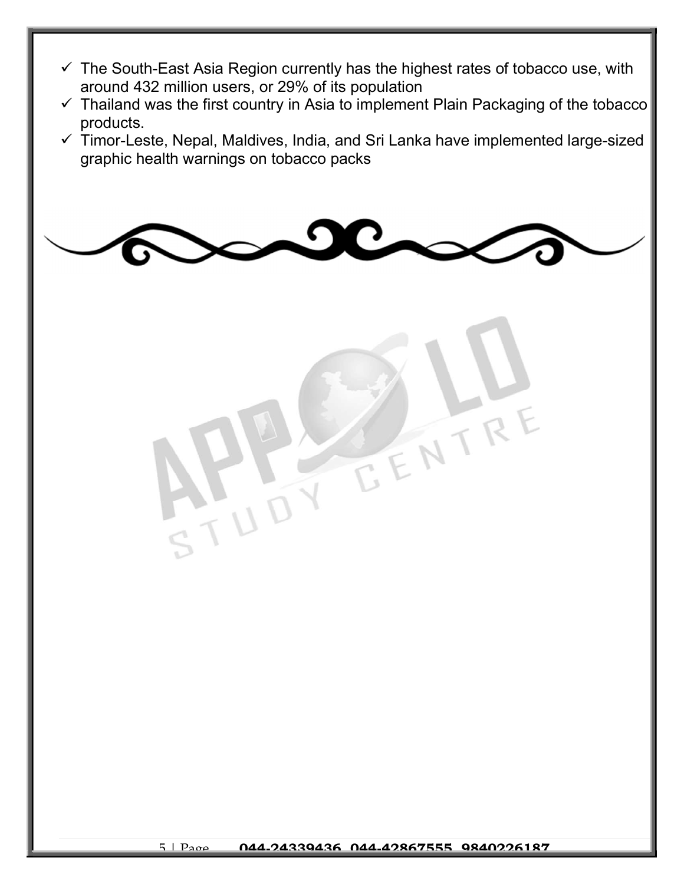- ✓ The South-East Asia Region currently has the highest rates of tobacco use, with around 432 million users, or 29% of its population
- ✓ Thailand was the first country in Asia to implement Plain Packaging of the tobacco products.
- ✓ Timor-Leste, Nepal, Maldives, India, and Sri Lanka have implemented large-sized graphic health warnings on tobacco packs